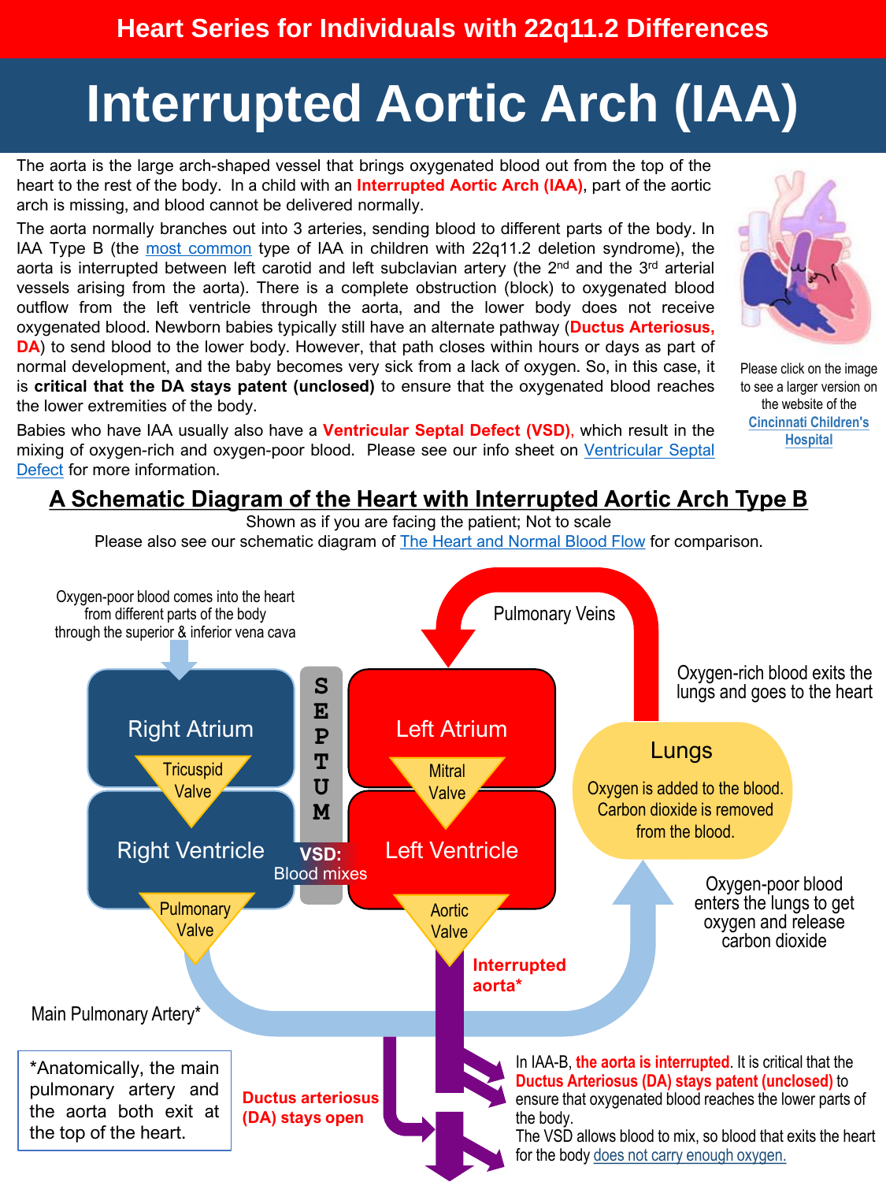Heart Series for Individuals with 22q11.2 Differences

# Interrupted Aortic Arch (IAA)

The aorta is the large arch-shaped vessel that brings oxygenated blood out from the top of the heart to the rest of the body. In a child with an **Interrupted Aortic Arch (IAA)**, part of the aortic arch is missing, and blood cannot be delivered normally.

The aorta normally branches out into 3 arteries, sending blood to different parts of the body. In IAA Type B (the most common type of IAA in children with 22q11.2 deletion syndrome), the aorta is interrupted between left carotid and left subclavian artery (the 2nd and the 3rd arterial vessels arising from the aorta). There is a complete obstruction (block) to oxygenated blood outflow from the left ventricle through the aorta, and the lower body does not receive oxygenated blood. Newborn babies typically still have an alternate pathway (**Ductus Arteriosus, DA**) to send blood to the lower body. However, that path closes within hours or days as part of normal development, and the baby becomes very sick from a lack of oxygen. So, in this case, it is **critical that the DA stays patent (unclosed)** to ensure that the oxygenated blood reaches the lower extremities of the body.

Babies who have IAA usually also have a **Ventricular Septal Defect (VSD)**, which result in the mixing of oxygen-rich and oxygen-poor blood. Please see our info sheet on Ventricular Septal Defect for more information.

Please click on the image to see a larger version on the website of the Cincinnati Children's Hospital

## A Schematic Diagram of the Heart with Interrupted Aortic Arch Type B

Shown as if you are facing the patient; Not to scale

Please also see our schematic diagram of The Heart and Normal Blood Flow for comparison.

Oxygen-poor blood comes into the heart from different parts of the body through the superior & inferior vena cava

Pulmonary Veins

Oxygen-rich blood exits the lungs and goes to the heart

Right Atrium

Tricuspid Valve

Right Ventricle

Pulmonary Valve

SEPTUM

VSD: Blood mixes

Left Atrium

Mitral Valve

Left Ventricle

Aortic Valve

Lungs

Oxygen is added to the blood. Carbon dioxide is removed from the blood.

Oxygen-poor blood enters the lungs to get oxygen and release carbon dioxide

**Interrupted aorta***

Main Pulmonary Artery*

*Anatomically, the main pulmonary artery and the aorta both exit at the top of the heart.

**Ductus arteriosus (DA) stays open**

In IAA-B, **the aorta is interrupted**. It is critical that the **Ductus Arteriosus (DA) stays patent (unclosed)** to ensure that oxygenated blood reaches the lower parts of the body.

The VSD allows blood to mix, so blood that exits the heart for the body does not carry enough oxygen.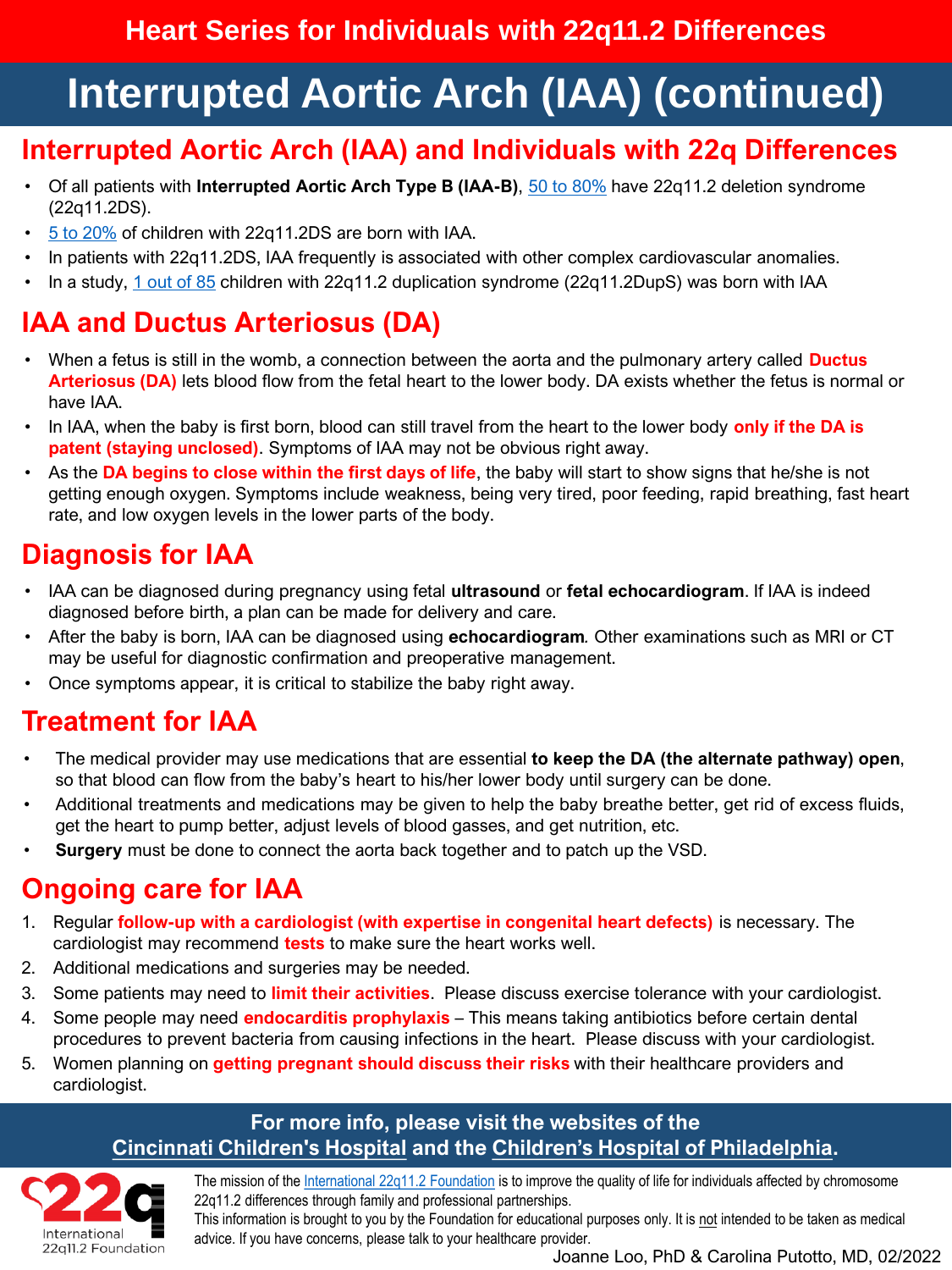Heart Series for Individuals with 22q11.2 Differences

# Interrupted Aortic Arch (IAA) (continued)

## Interrupted Aortic Arch (IAA) and Individuals with 22q Differences

- Of all patients with **Interrupted Aortic Arch Type B (IAA-B)**, 50 to 80% have 22q11.2 deletion syndrome (22q11.2DS).
- 5 to 20% of children with 22q11.2DS are born with IAA.
- In patients with 22q11.2DS, IAA frequently is associated with other complex cardiovascular anomalies.
- In a study, 1 out of 85 children with 22q11.2 duplication syndrome (22q11.2DupS) was born with IAA

## IAA and Ductus Arteriosus (DA)

- When a fetus is still in the womb, a connection between the aorta and the pulmonary artery called **Ductus Arteriosus (DA)** lets blood flow from the fetal heart to the lower body. DA exists whether the fetus is normal or have IAA.
- In IAA, when the baby is first born, blood can still travel from the heart to the lower body **only if the DA is patent (staying unclosed)**. Symptoms of IAA may not be obvious right away.
- As the **DA begins to close within the first days of life**, the baby will start to show signs that he/she is not getting enough oxygen. Symptoms include weakness, being very tired, poor feeding, rapid breathing, fast heart rate, and low oxygen levels in the lower parts of the body.

## Diagnosis for IAA

- IAA can be diagnosed during pregnancy using fetal **ultrasound** or **fetal echocardiogram**. If IAA is indeed diagnosed before birth, a plan can be made for delivery and care.
- After the baby is born, IAA can be diagnosed using **echocardiogram***.* Other examinations such as MRI or CT may be useful for diagnostic confirmation and preoperative management.
- Once symptoms appear, it is critical to stabilize the baby right away.

## Treatment for IAA

- The medical provider may use medications that are essential **to keep the DA (the alternate pathway) open**, so that blood can flow from the baby's heart to his/her lower body until surgery can be done.
- Additional treatments and medications may be given to help the baby breathe better, get rid of excess fluids, get the heart to pump better, adjust levels of blood gasses, and get nutrition, etc.
- **Surgery** must be done to connect the aorta back together and to patch up the VSD.

## Ongoing care for IAA

1. Regular **follow-up with a cardiologist (with expertise in congenital heart defects)** is necessary. The cardiologist may recommend **tests** to make sure the heart works well.
2. Additional medications and surgeries may be needed.
3. Some patients may need to **limit their activities**. Please discuss exercise tolerance with your cardiologist.
4. Some people may need **endocarditis prophylaxis** – This means taking antibiotics before certain dental procedures to prevent bacteria from causing infections in the heart. Please discuss with your cardiologist.
5. Women planning on **getting pregnant should discuss their risks** with their healthcare providers and cardiologist.

**For more info, please visit the websites of the Cincinnati Children's Hospital and the Children's Hospital of Philadelphia.**

22q International 22q11.2 Foundation

The mission of the International 22q11.2 Foundation is to improve the quality of life for individuals affected by chromosome 22q11.2 differences through family and professional partnerships.
This information is brought to you by the Foundation for educational purposes only. It is not intended to be taken as medical advice. If you have concerns, please talk to your healthcare provider.

Joanne Loo, PhD & Carolina Putotto, MD, 02/2022